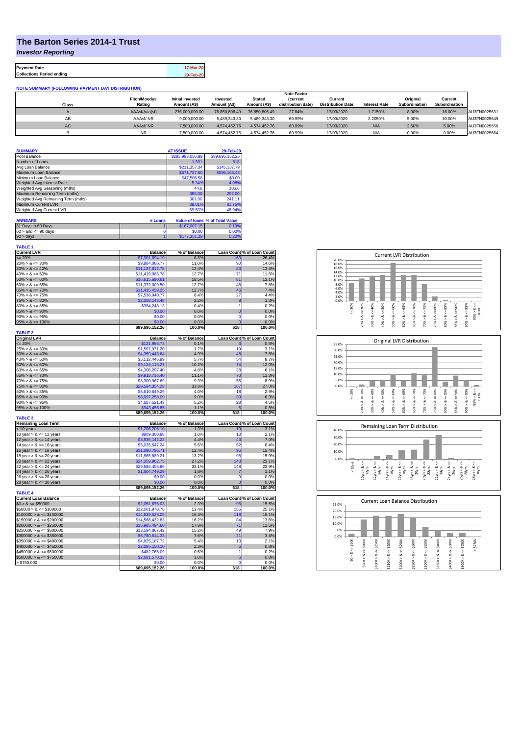# The Barton Series 2014-1 Trust

***Investor Reporting***

| Payment Date | 17-Mar-20 |
|---|---|
| Collections Period ending | 29-Feb-20 |

**NOTE SUMMARY (FOLLOWING PAYMENT DAY DISTRIBUTION)**

| Class | Fitch/Moodys Rating | Initial Invested Amount (A$) | Invested Amount (A$) | Stated Amount (A$) | Note Factor (current distribution date) | Current Distribution Date | Interest Rate | Original Subordination | Current Subordination | |
|---|---|---|---|---|---|---|---|---|---|---|
| A | AAAsf/Aaa(sf) | 276,000,000.00 | 76,850,806.49 | 76,850,806.49 | 27.84% | 17/03/2020 | 1.7150% | 8.00% | 16.00% | AU3FN0025631 |
| AB | AAAsf/ NR | 9,000,000.00 | 5,489,343.30 | 5,489,343.30 | 60.99% | 17/03/2020 | 2.2050% | 5.00% | 10.00% | AU3FN0025649 |
| AC | AAAsf/ NR | 7,500,000.00 | 4,574,452.76 | 4,574,452.76 | 60.99% | 17/03/2020 | N/A | 2.50% | 5.00% | AU3FN0025656 |
| B | NR | 7,500,000.00 | 4,574,452.76 | 4,574,452.76 | 60.99% | 17/03/2020 | N/A | 0.00% | 0.00% | AU3FN0025664 |

| SUMMARY | AT ISSUE | 29-Feb-20 |
|---|---|---|
| Pool Balance | $293,998,056.99 | $89,695,152.26 |
| Number of Loans | 1,391 | 618 |
| Avg Loan Balance | $211,357.34 | $145,137.79 |
| Maximum Loan Balance | $671,787.60 | $596,165.43 |
| Minimum Loan Balance | $47,506.58 | $0.00 |
| Weighted Avg Interest Rate | 5.34% | 4.08% |
| Weighted Avg Seasoning (mths) | 44.6 | 106.6 |
| Maximum Remaining Term (mths) | 356.00 | 292.00 |
| Weighted Avg Remaining Term (mths) | 301.00 | 241.11 |
| Maximum Current LVR | 88.01% | 81.75% |
| Weighted Avg Current LVR | 59.53% | 48.94% |

| ARREARS | # Loans | Value of loans | % of Total Value |
|---|---|---|---|
| 31 Days to 60 Days | 1 | $167,007.15 | 0.19% |
| 60 > and <= 90 days | 0 | $0.00 | 0.00% |
| 90 > days | 1 | $177,351.29 | 0.20% |

**TABLE 1**

| Current LVR | Balance | % of Balance | Loan Count | % of Loan Count |
|---|---|---|---|---|
| <= 20% | $7,901,694.19 | 8.8% | 163 | 26.4% |
| 20% > & <= 30% | $9,884,086.77 | 11.0% | 90 | 14.6% |
| 30% > & <= 40% | $11,137,812.78 | 12.4% | 83 | 13.4% |
| 40% > & <= 50% | $11,419,086.78 | 12.7% | 71 | 11.5% |
| 50% > & <= 60% | $16,615,690.61 | 18.5% | 81 | 13.1% |
| 60% > & <= 65% | $11,372,009.50 | 12.7% | 48 | 7.8% |
| 65% > & <= 70% | $11,435,439.25 | 12.7% | 46 | 7.4% |
| 70% > & <= 75% | $7,536,940.77 | 8.4% | 27 | 4.4% |
| 75% > & <= 80% | $2,008,143.48 | 2.2% | 8 | 1.3% |
| 80% > & <= 85% | $384,248.13 | 0.4% | 1 | 0.2% |
| 85% > & <= 90% | $0.00 | 0.0% | 0 | 0.0% |
| 90% > & <= 95% | $0.00 | 0.0% | 0 | 0.0% |
| 95% > & <= 100% | $0.00 | 0.0% | 0 | 0.0% |
| | $89,695,152.26 | 100.0% | 618 | 100.0% |

**TABLE 2**

| Original LVR | Balance | % of Balance | Loan Count | % of Loan Count |
|---|---|---|---|---|
| <= 20% | $121,956.73 | 0.1% | 3 | 0.5% |
| 25% > & <= 30% | $1,507,971.20 | 1.7% | 19 | 3.1% |
| 30% > & <= 40% | $4,359,443.64 | 4.9% | 48 | 7.8% |
| 40% > & <= 50% | $5,112,446.99 | 5.7% | 54 | 8.7% |
| 50% > & <= 60% | $9,134,113.27 | 10.2% | 74 | 12.0% |
| 60% > & <= 65% | $4,306,297.40 | 4.8% | 38 | 6.1% |
| 65% > & <= 70% | $9,918,716.40 | 11.1% | 70 | 11.3% |
| 70% > & <= 75% | $8,300,967.69 | 9.3% | 55 | 8.9% |
| 75% > & <= 80% | $29,594,354.28 | 33.0% | 167 | 27.0% |
| 80% > & <= 85% | $3,610,649.29 | 4.0% | 18 | 2.9% |
| 85% > & <= 90% | $8,097,258.09 | 9.0% | 39 | 6.3% |
| 90% > & <= 95% | $4,687,521.43 | 5.2% | 28 | 4.5% |
| 95% > & <= 100% | $943,455.85 | 1.1% | 5 | 0.8% |
| | $89,695,152.26 | 100.0% | 618 | 100.0% |

**TABLE 3**

| Remaining Loan Term | Balance | % of Balance | Loan Count | % of Loan Count |
|---|---|---|---|---|
| < 10 years | $1,206,205.10 | 1.3% | 19 | 3.1% |
| 10 year > & <= 12 years | $909,300.88 | 1.0% | 13 | 2.1% |
| 12 year > & <= 14 years | $3,936,142.22 | 4.4% | 43 | 7.0% |
| 14 year > & <= 16 years | $5,035,647.24 | 5.6% | 52 | 8.4% |
| 16 year > & <= 18 years | $11,090,796.71 | 12.4% | 95 | 15.4% |
| 18 year > & <= 20 years | $11,865,889.21 | 13.2% | 98 | 15.9% |
| 20 year > & <= 22 years | $24,359,962.75 | 27.2% | 143 | 23.1% |
| 22 year > & <= 24 years | $29,686,458.86 | 33.1% | 148 | 23.9% |
| 24 year > & <= 26 years | $1,604,749.29 | 1.8% | 7 | 1.1% |
| 26 year > & <= 28 years | $0.00 | 0.0% | 0 | 0.0% |
| 28 year > & <= 30 years | $0.00 | 0.0% | 0 | 0.0% |
| | $89,695,152.26 | 100.0% | 618 | 100.0% |

**TABLE 4**

| Current Loan Balance | Balance | % of Balance | Loan Count | % of Loan Count |
|---|---|---|---|---|
| $0 > & <= $50000 | $2,051,676.03 | 2.3% | 96 | 15.5% |
| $50000 > & <= $100000 | $12,001,970.76 | 13.4% | 155 | 25.1% |
| $100000 > & <= $150000 | $14,639,523.05 | 16.3% | 118 | 19.1% |
| $150000 > & <= $200000 | $14,566,432.83 | 16.2% | 84 | 13.6% |
| $200000 > & <= $250000 | $15,985,494.60 | 17.8% | 71 | 11.5% |
| $250000 > & <= $300000 | $13,594,867.42 | 15.2% | 49 | 7.9% |
| $300000 > & <= $350000 | $6,780,514.33 | 7.6% | 21 | 3.4% |
| $350000 > & <= $400000 | $4,825,187.72 | 5.4% | 13 | 2.1% |
| $400000 > & <= $450000 | $2,085,150.10 | 2.3% | 5 | 0.8% |
| $450000 > & <= $500000 | $482,765.09 | 0.5% | 1 | 0.2% |
| $500000 > & <= $750000 | $2,681,570.33 | 3.0% | 5 | 0.8% |
| > $750,000 | $0.00 | 0.0% | 0 | 0.0% |
| | $89,695,152.26 | 100.0% | 618 | 100.0% |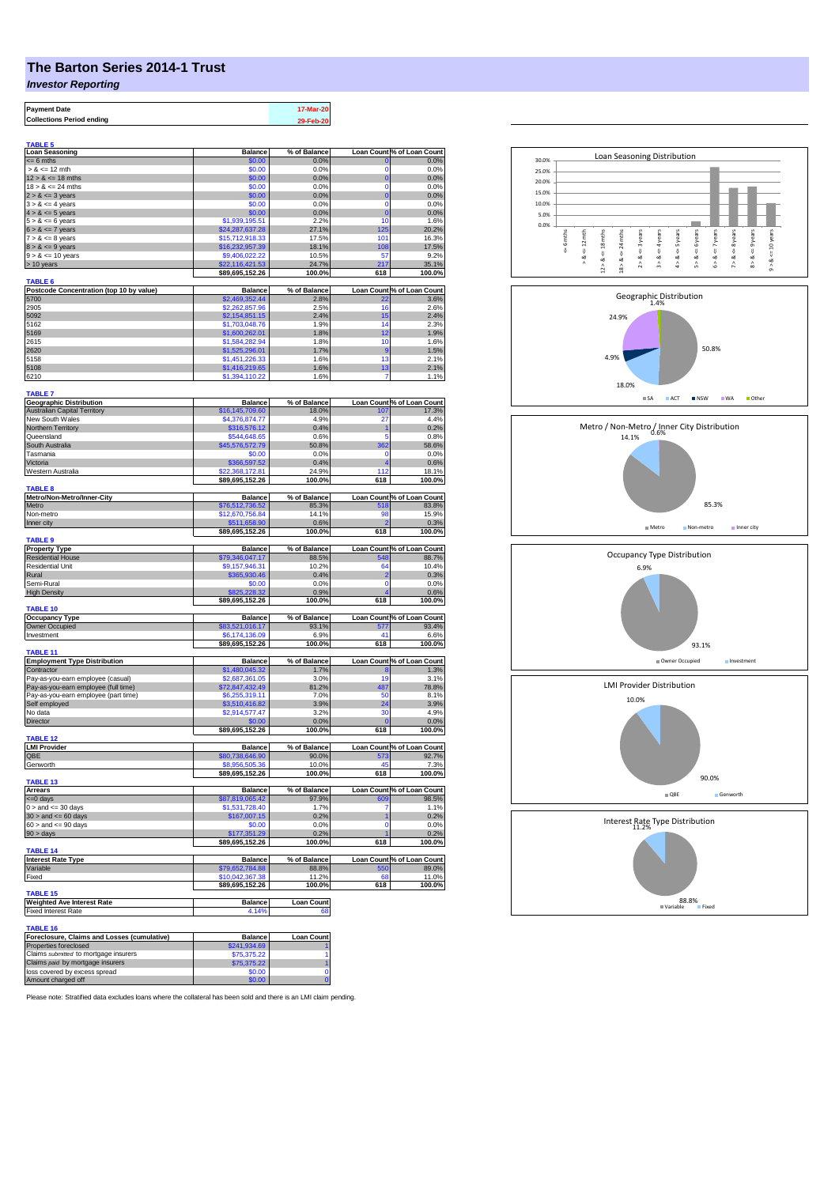# The Barton Series 2014-1 Trust

***Investor Reporting***

| | |
|---|---|
| **Payment Date** | 17-Mar-20 |
| **Collections Period ending** | 29-Feb-20 |

**TABLE 5**

| Loan Seasoning | Balance | % of Balance | Loan Count | % of Loan Count |
|---|---|---|---|---|
| <= 6 mths | $0.00 | 0.0% | 0 | 0.0% |
| > & <= 12 mth | $0.00 | 0.0% | 0 | 0.0% |
| 12 > & <= 18 mths | $0.00 | 0.0% | 0 | 0.0% |
| 18 > & <= 24 mths | $0.00 | 0.0% | 0 | 0.0% |
| 2 > & <= 3 years | $0.00 | 0.0% | 0 | 0.0% |
| 3 > & <= 4 years | $0.00 | 0.0% | 0 | 0.0% |
| 4 > & <= 5 years | $0.00 | 0.0% | 0 | 0.0% |
| 5 > & <= 6 years | $1,939,195.51 | 2.2% | 10 | 1.6% |
| 6 > & <= 7 years | $24,287,637.28 | 27.1% | 125 | 20.2% |
| 7 > & <= 8 years | $15,712,918.33 | 17.5% | 101 | 16.3% |
| 8 > & <= 9 years | $16,232,957.39 | 18.1% | 108 | 17.5% |
| 9 > & <= 10 years | $9,406,022.22 | 10.5% | 57 | 9.2% |
| > 10 years | $22,116,421.53 | 24.7% | 217 | 35.1% |
| | $89,695,152.26 | 100.0% | 618 | 100.0% |

**TABLE 6**

| Postcode Concentration (top 10 by value) | Balance | % of Balance | Loan Count | % of Loan Count |
|---|---|---|---|---|
| 5700 | $2,469,352.44 | 2.8% | 22 | 3.6% |
| 2905 | $2,262,857.96 | 2.5% | 16 | 2.6% |
| 5092 | $2,154,851.15 | 2.4% | 15 | 2.4% |
| 5162 | $1,703,048.76 | 1.9% | 14 | 2.3% |
| 5169 | $1,600,262.01 | 1.8% | 12 | 1.9% |
| 2615 | $1,584,282.94 | 1.8% | 10 | 1.6% |
| 2620 | $1,525,296.01 | 1.7% | 9 | 1.5% |
| 5158 | $1,451,226.33 | 1.6% | 13 | 2.1% |
| 5108 | $1,416,219.65 | 1.6% | 13 | 2.1% |
| 6210 | $1,394,110.22 | 1.6% | 7 | 1.1% |

**TABLE 7**

| Geographic Distribution | Balance | % of Balance | Loan Count | % of Loan Count |
|---|---|---|---|---|
| Australian Capital Territory | $16,145,709.60 | 18.0% | 107 | 17.3% |
| New South Wales | $4,376,874.77 | 4.9% | 27 | 4.4% |
| Northern Territory | $316,576.12 | 0.4% | 1 | 0.2% |
| Queensland | $544,648.65 | 0.6% | 5 | 0.8% |
| South Australia | $45,576,572.79 | 50.8% | 362 | 58.6% |
| Tasmania | $0.00 | 0.0% | 0 | 0.0% |
| Victoria | $366,597.52 | 0.4% | 4 | 0.6% |
| Western Australia | $22,368,172.81 | 24.9% | 112 | 18.1% |
| | $89,695,152.26 | 100.0% | 618 | 100.0% |

**TABLE 8**

| Metro/Non-Metro/Inner-City | Balance | % of Balance | Loan Count | % of Loan Count |
|---|---|---|---|---|
| Metro | $76,512,736.52 | 85.3% | 518 | 83.8% |
| Non-metro | $12,670,756.84 | 14.1% | 98 | 15.9% |
| Inner city | $511,658.90 | 0.6% | 2 | 0.3% |
| | $89,695,152.26 | 100.0% | 618 | 100.0% |

**TABLE 9**

| Property Type | Balance | % of Balance | Loan Count | % of Loan Count |
|---|---|---|---|---|
| Residential House | $79,346,047.17 | 88.5% | 548 | 88.7% |
| Residential Unit | $9,157,946.31 | 10.2% | 64 | 10.4% |
| Rural | $365,930.46 | 0.4% | 2 | 0.3% |
| Semi-Rural | $0.00 | 0.0% | 0 | 0.0% |
| High Density | $825,228.32 | 0.9% | 4 | 0.6% |
| | $89,695,152.26 | 100.0% | 618 | 100.0% |

**TABLE 10**

| Occupancy Type | Balance | % of Balance | Loan Count | % of Loan Count |
|---|---|---|---|---|
| Owner Occupied | $83,521,016.17 | 93.1% | 577 | 93.4% |
| Investment | $6,174,136.09 | 6.9% | 41 | 6.6% |
| | $89,695,152.26 | 100.0% | 618 | 100.0% |

**TABLE 11**

| Employment Type Distribution | Balance | % of Balance | Loan Count | % of Loan Count |
|---|---|---|---|---|
| Contractor | $1,480,045.32 | 1.7% | 8 | 1.3% |
| Pay-as-you-earn employee (casual) | $2,687,361.05 | 3.0% | 19 | 3.1% |
| Pay-as-you-earn employee (full time) | $72,847,432.49 | 81.2% | 487 | 78.8% |
| Pay-as-you-earn employee (part time) | $6,255,319.11 | 7.0% | 50 | 8.1% |
| Self employed | $3,510,416.82 | 3.9% | 24 | 3.9% |
| No data | $2,914,577.47 | 3.2% | 30 | 4.9% |
| Director | $0.00 | 0.0% | 0 | 0.0% |
| | $89,695,152.26 | 100.0% | 618 | 100.0% |

**TABLE 12**

| LMI Provider | Balance | % of Balance | Loan Count | % of Loan Count |
|---|---|---|---|---|
| QBE | $80,738,646.90 | 90.0% | 573 | 92.7% |
| Genworth | $8,956,505.36 | 10.0% | 45 | 7.3% |
| | $89,695,152.26 | 100.0% | 618 | 100.0% |

**TABLE 13**

| Arrears | Balance | % of Balance | Loan Count | % of Loan Count |
|---|---|---|---|---|
| <=0 days | $87,819,065.42 | 97.9% | 609 | 98.5% |
| 0 > and <= 30 days | $1,531,728.40 | 1.7% | 7 | 1.1% |
| 30 > and <= 60 days | $167,007.15 | 0.2% | 1 | 0.2% |
| 60 > and <= 90 days | $0.00 | 0.0% | 0 | 0.0% |
| 90 > days | $177,351.29 | 0.2% | 1 | 0.2% |
| | $89,695,152.26 | 100.0% | 618 | 100.0% |

**TABLE 14**

| Interest Rate Type | Balance | % of Balance | Loan Count | % of Loan Count |
|---|---|---|---|---|
| Variable | $79,652,784.88 | 88.8% | 550 | 89.0% |
| Fixed | $10,042,367.38 | 11.2% | 68 | 11.0% |
| | $89,695,152.26 | 100.0% | 618 | 100.0% |

**TABLE 15**

| Weighted Ave Interest Rate | Balance | Loan Count |
|---|---|---|
| Fixed Interest Rate | 4.14% | 68 |

**TABLE 16**

| Foreclosure, Claims and Losses (cumulative) | Balance | Loan Count |
|---|---|---|
| Properties foreclosed | $241,934.69 | 1 |
| Claims submitted to mortgage insurers | $75,375.22 | 1 |
| Claims paid by mortgage insurers | $75,375.22 | 1 |
| loss covered by excess spread | $0.00 | 0 |
| Amount charged off | $0.00 | 0 |

Please note: Stratified data excludes loans where the collateral has been sold and there is an LMI claim pending.

Loan Seasoning Distribution

30.0%
25.0%
20.0%
15.0%
10.0%
5.0%
0.0%

<= 6 mths, > & <= 12 mth, 12 > & <= 18 mths, 18 > & <= 24 mths, 2 > & <= 3 years, 3 > & <= 4 years, 4 > & <= 5 years, 5 > & <= 6 years, 6 > & <= 7 years, 7 > & <= 8 years, 8 > & <= 9 years, 9 > & <= 10 years

Geographic Distribution

1.4%
24.9%
4.9%
18.0%
50.8%

SA ACT NSW WA Other

Metro / Non-Metro / Inner City Distribution

0.6%
14.1%
85.3%

Metro Non-metro Inner city

Occupancy Type Distribution

6.9%
93.1%

Owner Occupied Investment

LMI Provider Distribution

10.0%
90.0%

QBE Genworth

Interest Rate Type Distribution

11.2%
88.8%

Variable Fixed